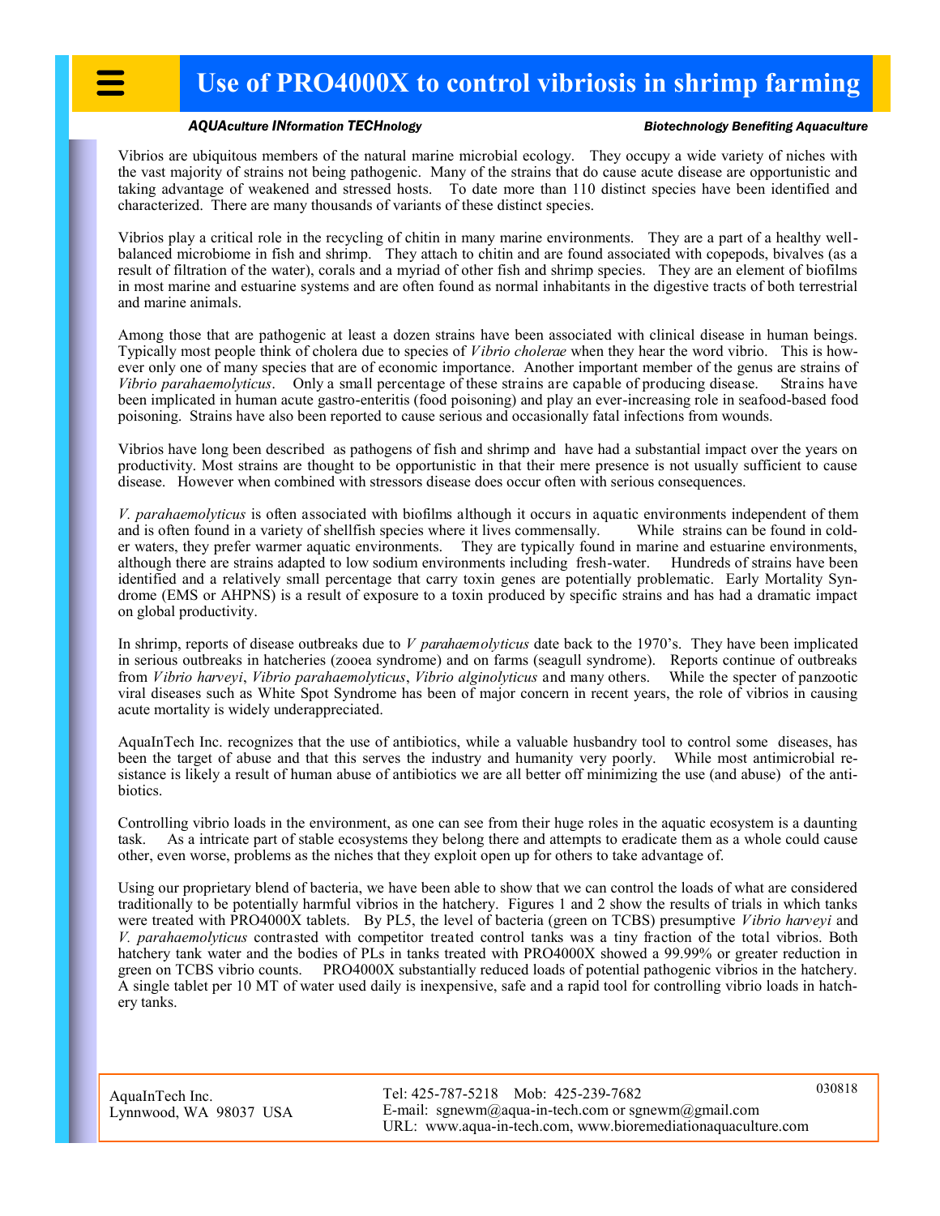# Use of PRO4000X to control vibriosis in shrimp farming

***AQUAculture INformation TECHnology*** — ***Biotechnology Benefiting Aquaculture***

Vibrios are ubiquitous members of the natural marine microbial ecology. They occupy a wide variety of niches with the vast majority of strains not being pathogenic. Many of the strains that do cause acute disease are opportunistic and taking advantage of weakened and stressed hosts. To date more than 110 distinct species have been identified and characterized. There are many thousands of variants of these distinct species.

Vibrios play a critical role in the recycling of chitin in many marine environments. They are a part of a healthy well-balanced microbiome in fish and shrimp. They attach to chitin and are found associated with copepods, bivalves (as a result of filtration of the water), corals and a myriad of other fish and shrimp species. They are an element of biofilms in most marine and estuarine systems and are often found as normal inhabitants in the digestive tracts of both terrestrial and marine animals.

Among those that are pathogenic at least a dozen strains have been associated with clinical disease in human beings. Typically most people think of cholera due to species of *Vibrio cholerae* when they hear the word vibrio. This is however only one of many species that are of economic importance. Another important member of the genus are strains of *Vibrio parahaemolyticus*. Only a small percentage of these strains are capable of producing disease. Strains have been implicated in human acute gastro-enteritis (food poisoning) and play an ever-increasing role in seafood-based food poisoning. Strains have also been reported to cause serious and occasionally fatal infections from wounds.

Vibrios have long been described as pathogens of fish and shrimp and have had a substantial impact over the years on productivity. Most strains are thought to be opportunistic in that their mere presence is not usually sufficient to cause disease. However when combined with stressors disease does occur often with serious consequences.

*V. parahaemolyticus* is often associated with biofilms although it occurs in aquatic environments independent of them and is often found in a variety of shellfish species where it lives commensally. While strains can be found in colder waters, they prefer warmer aquatic environments. They are typically found in marine and estuarine environments, although there are strains adapted to low sodium environments including fresh-water. Hundreds of strains have been identified and a relatively small percentage that carry toxin genes are potentially problematic. Early Mortality Syndrome (EMS or AHPNS) is a result of exposure to a toxin produced by specific strains and has had a dramatic impact on global productivity.

In shrimp, reports of disease outbreaks due to *V parahaemolyticus* date back to the 1970's. They have been implicated in serious outbreaks in hatcheries (zooea syndrome) and on farms (seagull syndrome). Reports continue of outbreaks from *Vibrio harveyi*, *Vibrio parahaemolyticus*, *Vibrio alginolyticus* and many others. While the specter of panzootic viral diseases such as White Spot Syndrome has been of major concern in recent years, the role of vibrios in causing acute mortality is widely underappreciated.

AquaInTech Inc. recognizes that the use of antibiotics, while a valuable husbandry tool to control some diseases, has been the target of abuse and that this serves the industry and humanity very poorly. While most antimicrobial resistance is likely a result of human abuse of antibiotics we are all better off minimizing the use (and abuse) of the antibiotics.

Controlling vibrio loads in the environment, as one can see from their huge roles in the aquatic ecosystem is a daunting task. As a intricate part of stable ecosystems they belong there and attempts to eradicate them as a whole could cause other, even worse, problems as the niches that they exploit open up for others to take advantage of.

Using our proprietary blend of bacteria, we have been able to show that we can control the loads of what are considered traditionally to be potentially harmful vibrios in the hatchery. Figures 1 and 2 show the results of trials in which tanks were treated with PRO4000X tablets. By PL5, the level of bacteria (green on TCBS) presumptive *Vibrio harveyi* and *V. parahaemolyticus* contrasted with competitor treated control tanks was a tiny fraction of the total vibrios. Both hatchery tank water and the bodies of PLs in tanks treated with PRO4000X showed a 99.99% or greater reduction in green on TCBS vibrio counts. PRO4000X substantially reduced loads of potential pathogenic vibrios in the hatchery. A single tablet per 10 MT of water used daily is inexpensive, safe and a rapid tool for controlling vibrio loads in hatchery tanks.

AquaInTech Inc.
Lynnwood, WA 98037 USA

Tel: 425-787-5218 Mob: 425-239-7682
E-mail: sgnewm@aqua-in-tech.com or sgnewm@gmail.com
URL: www.aqua-in-tech.com, www.bioremediationaquaculture.com

030818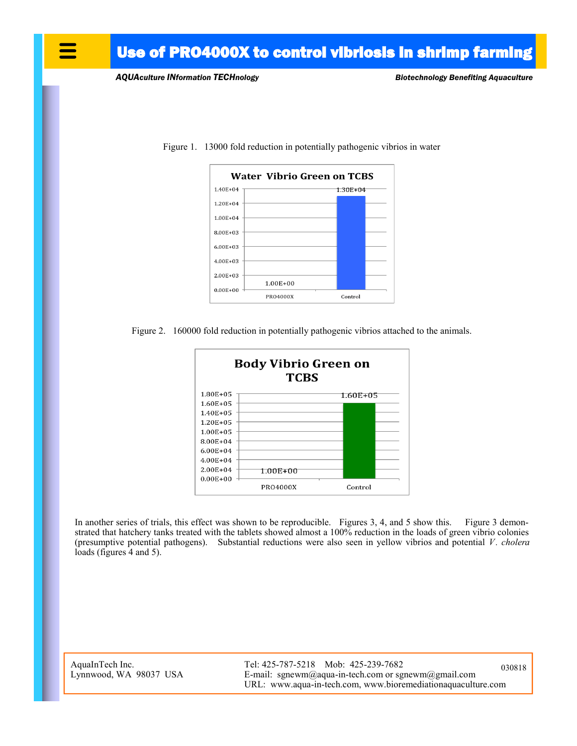Figure 1. 13000 fold reduction in potentially pathogenic vibrios in water

**Water Vibrio Green on TCBS**

| | PRO4000X | Control |
|---|---|---|
| Value | 1.00E+00 | 1.30E+04 |

Figure 2. 160000 fold reduction in potentially pathogenic vibrios attached to the animals.

**Body Vibrio Green on TCBS**

| | PRO4000X | Control |
|---|---|---|
| Value | 1.00E+00 | 1.60E+05 |

In another series of trials, this effect was shown to be reproducible. Figures 3, 4, and 5 show this. Figure 3 demonstrated that hatchery tanks treated with the tablets showed almost a 100% reduction in the loads of green vibrio colonies (presumptive potential pathogens). Substantial reductions were also seen in yellow vibrios and potential *V. cholera* loads (figures 4 and 5).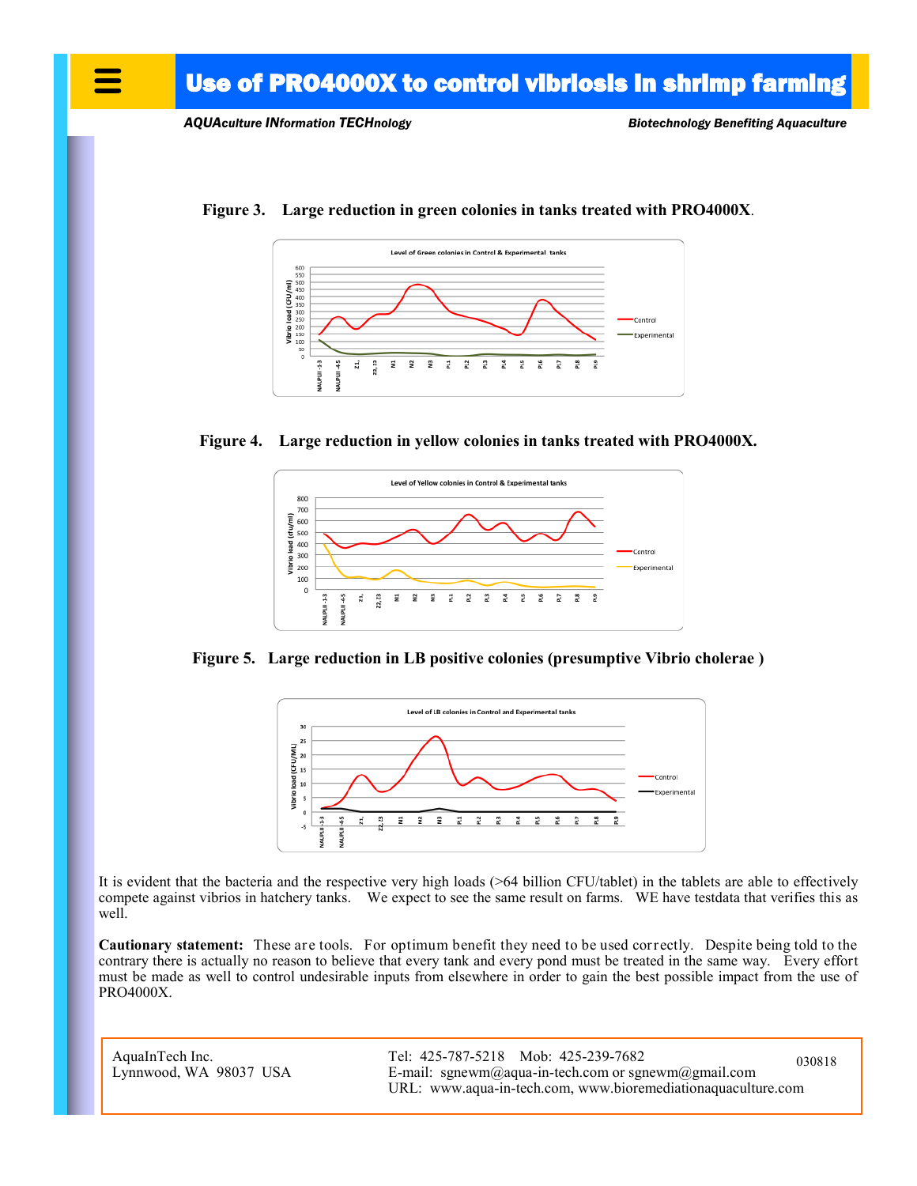**Figure 3. Large reduction in green colonies in tanks treated with PRO4000X.**

Level of Green colonies in Control & Experimental tanks

Vibrio load (CFU/ml)

600
550
500
450
400
350
300
250
200
150
100
50
0

NAUPLII -1-3, NAUPLII -4-5, Z1, Z2, Z3, M1, M2, M3, PL1, PL2, PL3, PL4, PL5, PL6, PL7, PL8, PL9

Control
Experimental

**Figure 4. Large reduction in yellow colonies in tanks treated with PRO4000X.**

Level of Yellow colonies in Control & Experimental tanks

Vibrio load (cfu/ml)

800
700
600
500
400
300
200
100
0

NAUPLII -1-3, NAUPLII -4-5, Z1, Z2,Z3, M1, M2, M3, PL1, PL2, PL3, PL4, PL5, PL6, PL7, PL8, PL9

Control
Experimental

**Figure 5. Large reduction in LB positive colonies (presumptive Vibrio cholerae )**

Level of LB colonies in Control and Experimental tanks

Vibrio load (CFU/ML)

30
25
20
15
10
5
0
-5

NAUPLII -1-3, NAUPLII -4-5, Z1, Z2,Z3, M1, M2, M3, PL1, PL2, PL3, PL4, PL5, PL6, PL7, PL8, PL9

Control
Experimental

It is evident that the bacteria and the respective very high loads (>64 billion CFU/tablet) in the tablets are able to effectively compete against vibrios in hatchery tanks. We expect to see the same result on farms. WE have testdata that verifies this as well.

**Cautionary statement:** These are tools. For optimum benefit they need to be used correctly. Despite being told to the contrary there is actually no reason to believe that every tank and every pond must be treated in the same way. Every effort must be made as well to control undesirable inputs from elsewhere in order to gain the best possible impact from the use of PRO4000X.

AquaInTech Inc.
Lynnwood, WA 98037 USA

Tel: 425-787-5218 Mob: 425-239-7682
E-mail: sgnewm@aqua-in-tech.com or sgnewm@gmail.com
URL: www.aqua-in-tech.com, www.bioremediationaquaculture.com

030818